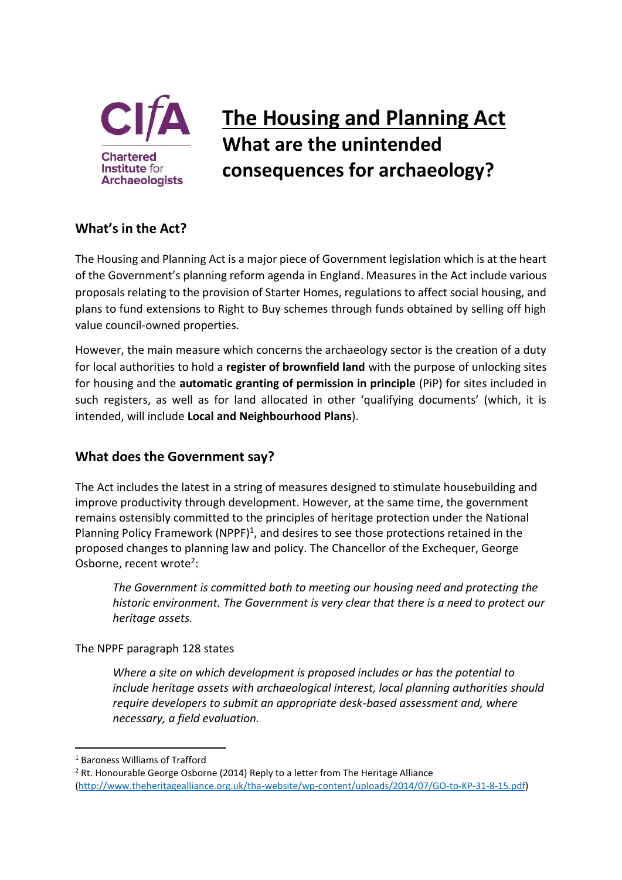CIfA

Chartered Institute for Archaeologists

# The Housing and Planning Act
# What are the unintended consequences for archaeology?

## What's in the Act?

The Housing and Planning Act is a major piece of Government legislation which is at the heart of the Government's planning reform agenda in England. Measures in the Act include various proposals relating to the provision of Starter Homes, regulations to affect social housing, and plans to fund extensions to Right to Buy schemes through funds obtained by selling off high value council-owned properties.

However, the main measure which concerns the archaeology sector is the creation of a duty for local authorities to hold a **register of brownfield land** with the purpose of unlocking sites for housing and the **automatic granting of permission in principle** (PiP) for sites included in such registers, as well as for land allocated in other 'qualifying documents' (which, it is intended, will include **Local and Neighbourhood Plans**).

## What does the Government say?

The Act includes the latest in a string of measures designed to stimulate housebuilding and improve productivity through development. However, at the same time, the government remains ostensibly committed to the principles of heritage protection under the National Planning Policy Framework (NPPF)[1], and desires to see those protections retained in the proposed changes to planning law and policy. The Chancellor of the Exchequer, George Osborne, recent wrote[2]:

> *The Government is committed both to meeting our housing need and protecting the historic environment. The Government is very clear that there is a need to protect our heritage assets.*

The NPPF paragraph 128 states

> *Where a site on which development is proposed includes or has the potential to include heritage assets with archaeological interest, local planning authorities should require developers to submit an appropriate desk-based assessment and, where necessary, a field evaluation.*

---

[1] Baroness Williams of Trafford

[2] Rt. Honourable George Osborne (2014) Reply to a letter from The Heritage Alliance (http://www.theheritagealliance.org.uk/tha-website/wp-content/uploads/2014/07/GO-to-KP-31-8-15.pdf)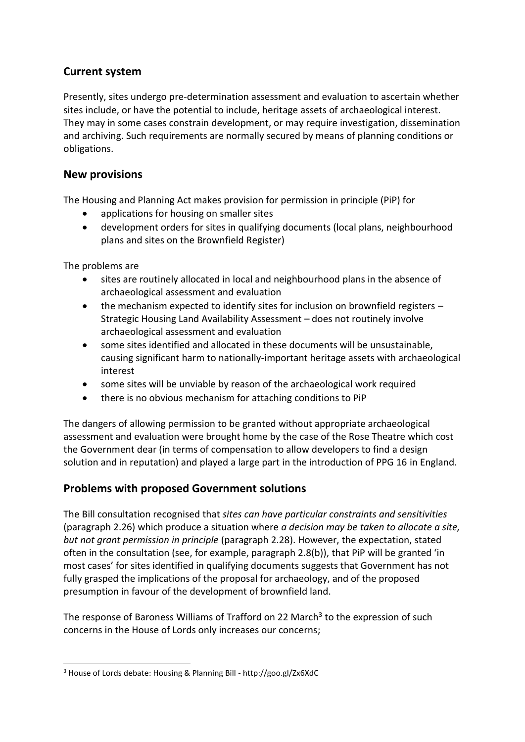## Current system

Presently, sites undergo pre-determination assessment and evaluation to ascertain whether sites include, or have the potential to include, heritage assets of archaeological interest. They may in some cases constrain development, or may require investigation, dissemination and archiving. Such requirements are normally secured by means of planning conditions or obligations.

## New provisions

The Housing and Planning Act makes provision for permission in principle (PiP) for

- applications for housing on smaller sites
- development orders for sites in qualifying documents (local plans, neighbourhood plans and sites on the Brownfield Register)

The problems are

- sites are routinely allocated in local and neighbourhood plans in the absence of archaeological assessment and evaluation
- the mechanism expected to identify sites for inclusion on brownfield registers – Strategic Housing Land Availability Assessment – does not routinely involve archaeological assessment and evaluation
- some sites identified and allocated in these documents will be unsustainable, causing significant harm to nationally-important heritage assets with archaeological interest
- some sites will be unviable by reason of the archaeological work required
- there is no obvious mechanism for attaching conditions to PiP

The dangers of allowing permission to be granted without appropriate archaeological assessment and evaluation were brought home by the case of the Rose Theatre which cost the Government dear (in terms of compensation to allow developers to find a design solution and in reputation) and played a large part in the introduction of PPG 16 in England.

## Problems with proposed Government solutions

The Bill consultation recognised that *sites can have particular constraints and sensitivities* (paragraph 2.26) which produce a situation where *a decision may be taken to allocate a site, but not grant permission in principle* (paragraph 2.28). However, the expectation, stated often in the consultation (see, for example, paragraph 2.8(b)), that PiP will be granted 'in most cases' for sites identified in qualifying documents suggests that Government has not fully grasped the implications of the proposal for archaeology, and of the proposed presumption in favour of the development of brownfield land.

The response of Baroness Williams of Trafford on 22 March[3] to the expression of such concerns in the House of Lords only increases our concerns;

[3] House of Lords debate: Housing & Planning Bill - http://goo.gl/Zx6XdC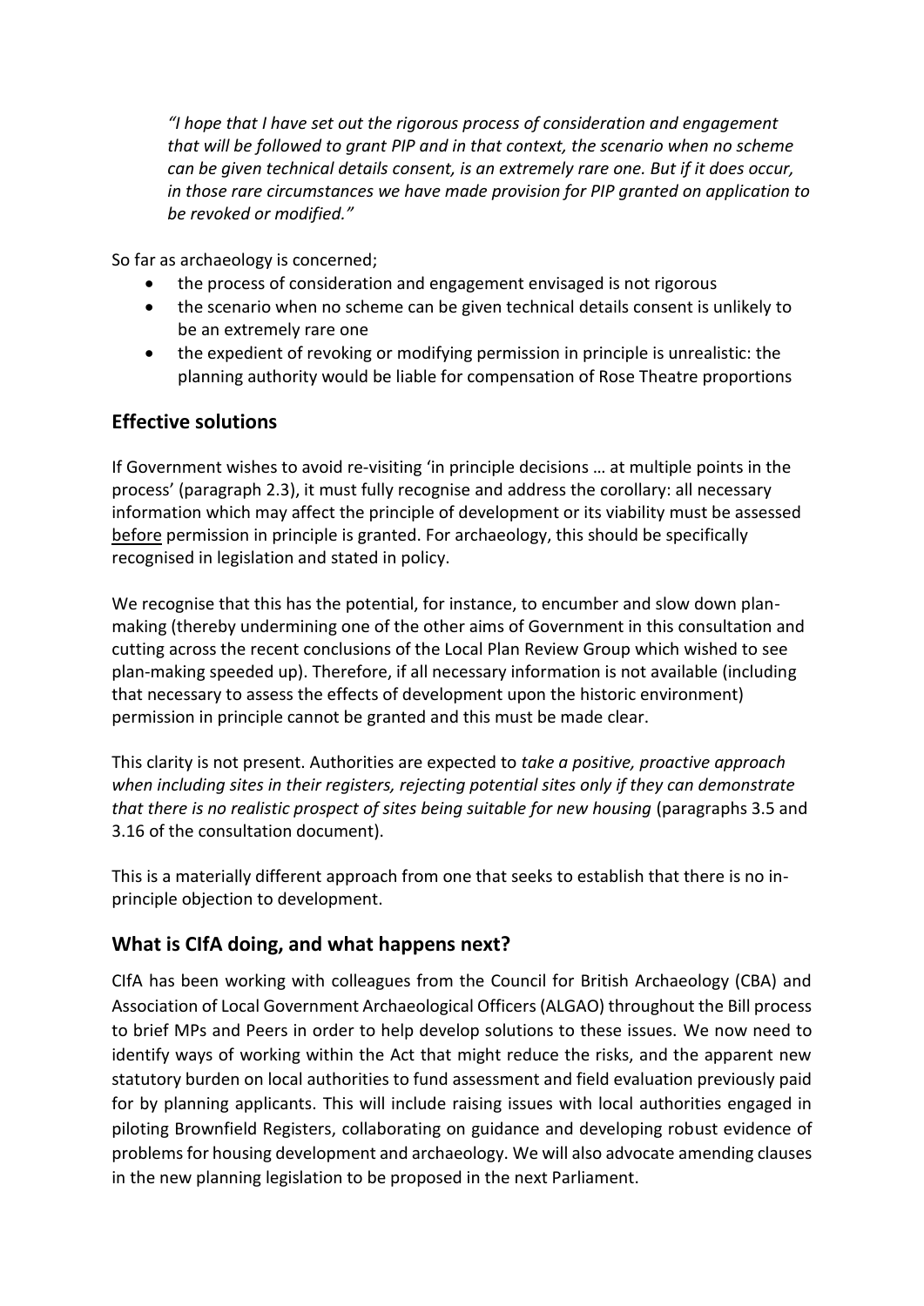*"I hope that I have set out the rigorous process of consideration and engagement that will be followed to grant PIP and in that context, the scenario when no scheme can be given technical details consent, is an extremely rare one. But if it does occur, in those rare circumstances we have made provision for PIP granted on application to be revoked or modified."*

So far as archaeology is concerned;

- the process of consideration and engagement envisaged is not rigorous
- the scenario when no scheme can be given technical details consent is unlikely to be an extremely rare one
- the expedient of revoking or modifying permission in principle is unrealistic: the planning authority would be liable for compensation of Rose Theatre proportions

## Effective solutions

If Government wishes to avoid re-visiting 'in principle decisions … at multiple points in the process' (paragraph 2.3), it must fully recognise and address the corollary: all necessary information which may affect the principle of development or its viability must be assessed <u>before</u> permission in principle is granted. For archaeology, this should be specifically recognised in legislation and stated in policy.

We recognise that this has the potential, for instance, to encumber and slow down plan-making (thereby undermining one of the other aims of Government in this consultation and cutting across the recent conclusions of the Local Plan Review Group which wished to see plan-making speeded up). Therefore, if all necessary information is not available (including that necessary to assess the effects of development upon the historic environment) permission in principle cannot be granted and this must be made clear.

This clarity is not present. Authorities are expected to *take a positive, proactive approach when including sites in their registers, rejecting potential sites only if they can demonstrate that there is no realistic prospect of sites being suitable for new housing* (paragraphs 3.5 and 3.16 of the consultation document).

This is a materially different approach from one that seeks to establish that there is no in-principle objection to development.

## What is CIfA doing, and what happens next?

CIfA has been working with colleagues from the Council for British Archaeology (CBA) and Association of Local Government Archaeological Officers (ALGAO) throughout the Bill process to brief MPs and Peers in order to help develop solutions to these issues. We now need to identify ways of working within the Act that might reduce the risks, and the apparent new statutory burden on local authorities to fund assessment and field evaluation previously paid for by planning applicants. This will include raising issues with local authorities engaged in piloting Brownfield Registers, collaborating on guidance and developing robust evidence of problems for housing development and archaeology. We will also advocate amending clauses in the new planning legislation to be proposed in the next Parliament.